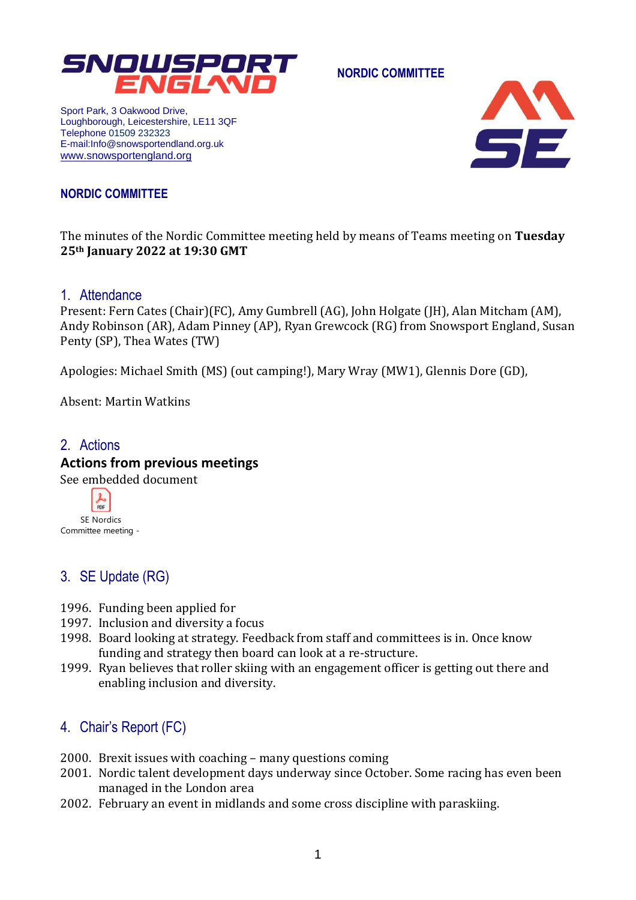SNOWSPORT ENGLAND

NORDIC COMMITTEE

Sport Park, 3 Oakwood Drive,
Loughborough, Leicestershire, LE11 3QF
Telephone 01509 232323
E-mail:Info@snowsportendland.org.uk
www.snowsportengland.org

## NORDIC COMMITTEE

The minutes of the Nordic Committee meeting held by means of Teams meeting on **Tuesday 25th January 2022 at 19:30 GMT**

## 1. Attendance

Present: Fern Cates (Chair)(FC), Amy Gumbrell (AG), John Holgate (JH), Alan Mitcham (AM), Andy Robinson (AR), Adam Pinney (AP), Ryan Grewcock (RG) from Snowsport England, Susan Penty (SP), Thea Wates (TW)

Apologies: Michael Smith (MS) (out camping!), Mary Wray (MW1), Glennis Dore (GD),

Absent: Martin Watkins

## 2. Actions

### Actions from previous meetings

See embedded document

SE Nordics Committee meeting -

## 3. SE Update (RG)

1996. Funding been applied for
1997. Inclusion and diversity a focus
1998. Board looking at strategy. Feedback from staff and committees is in. Once know funding and strategy then board can look at a re-structure.
1999. Ryan believes that roller skiing with an engagement officer is getting out there and enabling inclusion and diversity.

## 4. Chair's Report (FC)

2000. Brexit issues with coaching – many questions coming
2001. Nordic talent development days underway since October. Some racing has even been managed in the London area
2002. February an event in midlands and some cross discipline with paraskiing.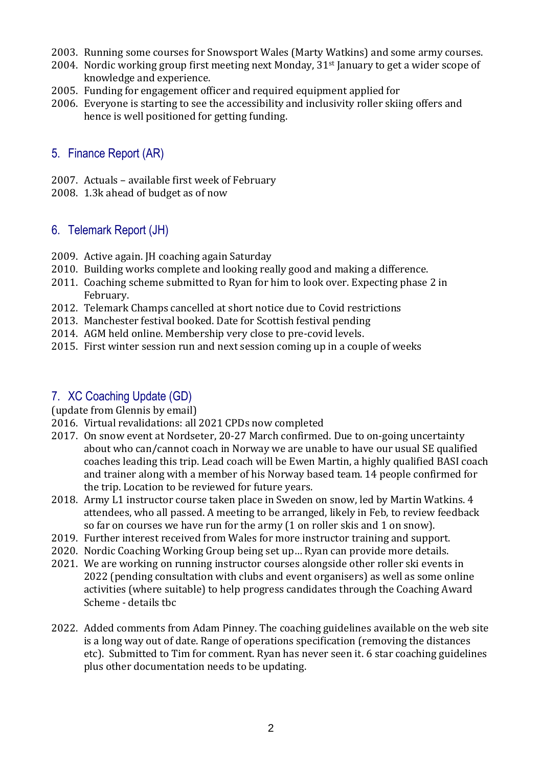2003. Running some courses for Snowsport Wales (Marty Watkins) and some army courses.
2004. Nordic working group first meeting next Monday, 31st January to get a wider scope of knowledge and experience.
2005. Funding for engagement officer and required equipment applied for
2006. Everyone is starting to see the accessibility and inclusivity roller skiing offers and hence is well positioned for getting funding.

## 5. Finance Report (AR)

2007. Actuals – available first week of February
2008. 1.3k ahead of budget as of now

## 6. Telemark Report (JH)

2009. Active again. JH coaching again Saturday
2010. Building works complete and looking really good and making a difference.
2011. Coaching scheme submitted to Ryan for him to look over. Expecting phase 2 in February.
2012. Telemark Champs cancelled at short notice due to Covid restrictions
2013. Manchester festival booked. Date for Scottish festival pending
2014. AGM held online. Membership very close to pre-covid levels.
2015. First winter session run and next session coming up in a couple of weeks

## 7. XC Coaching Update (GD)

(update from Glennis by email)

2016. Virtual revalidations: all 2021 CPDs now completed
2017. On snow event at Nordseter, 20-27 March confirmed. Due to on-going uncertainty about who can/cannot coach in Norway we are unable to have our usual SE qualified coaches leading this trip. Lead coach will be Ewen Martin, a highly qualified BASI coach and trainer along with a member of his Norway based team. 14 people confirmed for the trip. Location to be reviewed for future years.
2018. Army L1 instructor course taken place in Sweden on snow, led by Martin Watkins. 4 attendees, who all passed. A meeting to be arranged, likely in Feb, to review feedback so far on courses we have run for the army (1 on roller skis and 1 on snow).
2019. Further interest received from Wales for more instructor training and support.
2020. Nordic Coaching Working Group being set up… Ryan can provide more details.
2021. We are working on running instructor courses alongside other roller ski events in 2022 (pending consultation with clubs and event organisers) as well as some online activities (where suitable) to help progress candidates through the Coaching Award Scheme - details tbc

2022. Added comments from Adam Pinney. The coaching guidelines available on the web site is a long way out of date. Range of operations specification (removing the distances etc). Submitted to Tim for comment. Ryan has never seen it. 6 star coaching guidelines plus other documentation needs to be updating.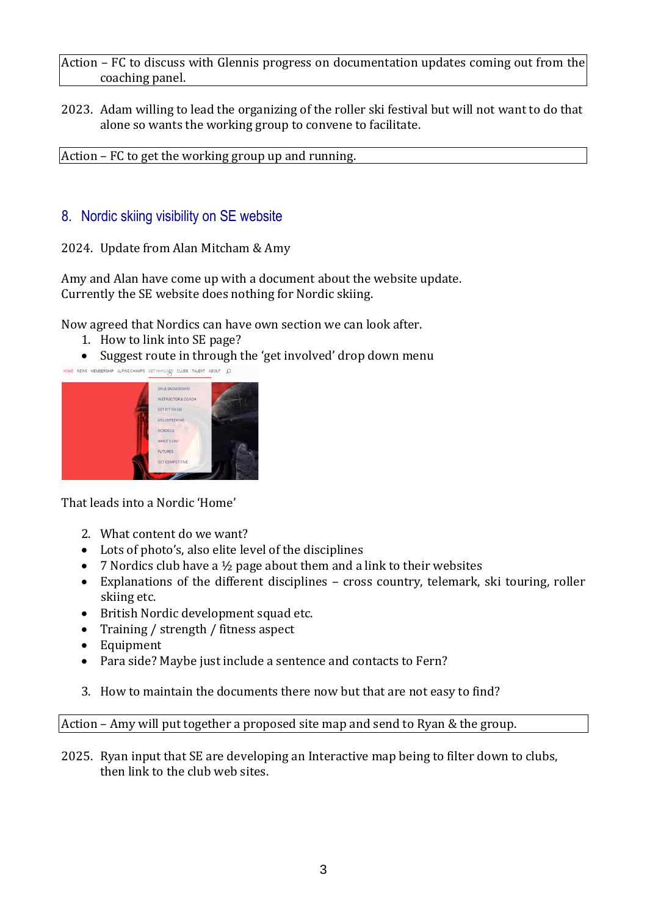Action – FC to discuss with Glennis progress on documentation updates coming out from the coaching panel.

2023. Adam willing to lead the organizing of the roller ski festival but will not want to do that alone so wants the working group to convene to facilitate.

Action – FC to get the working group up and running.

## 8. Nordic skiing visibility on SE website

2024. Update from Alan Mitcham & Amy

Amy and Alan have come up with a document about the website update.
Currently the SE website does nothing for Nordic skiing.

Now agreed that Nordics can have own section we can look after.

1. How to link into SE page?

- Suggest route in through the 'get involved' drop down menu

That leads into a Nordic 'Home'

2. What content do we want?

- Lots of photo's, also elite level of the disciplines
- 7 Nordics club have a ½ page about them and a link to their websites
- Explanations of the different disciplines – cross country, telemark, ski touring, roller skiing etc.
- British Nordic development squad etc.
- Training / strength / fitness aspect
- Equipment
- Para side? Maybe just include a sentence and contacts to Fern?

3. How to maintain the documents there now but that are not easy to find?

Action – Amy will put together a proposed site map and send to Ryan & the group.

2025. Ryan input that SE are developing an Interactive map being to filter down to clubs, then link to the club web sites.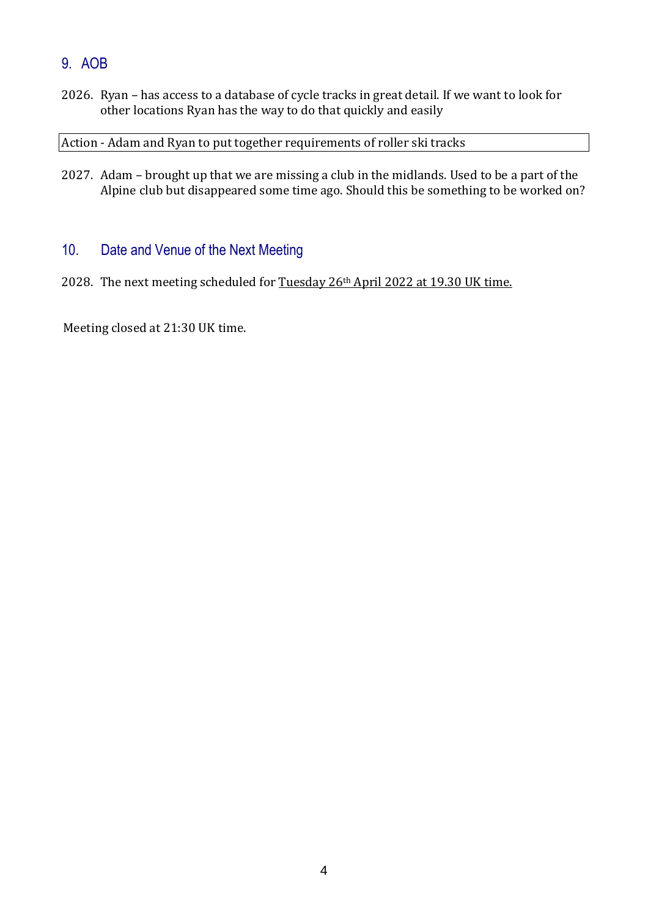## 9. AOB

2026. Ryan – has access to a database of cycle tracks in great detail. If we want to look for other locations Ryan has the way to do that quickly and easily

| Action - Adam and Ryan to put together requirements of roller ski tracks |
|---|

2027. Adam – brought up that we are missing a club in the midlands. Used to be a part of the Alpine club but disappeared some time ago. Should this be something to be worked on?

## 10. Date and Venue of the Next Meeting

2028. The next meeting scheduled for <u>Tuesday 26th April 2022 at 19.30 UK time.</u>

Meeting closed at 21:30 UK time.